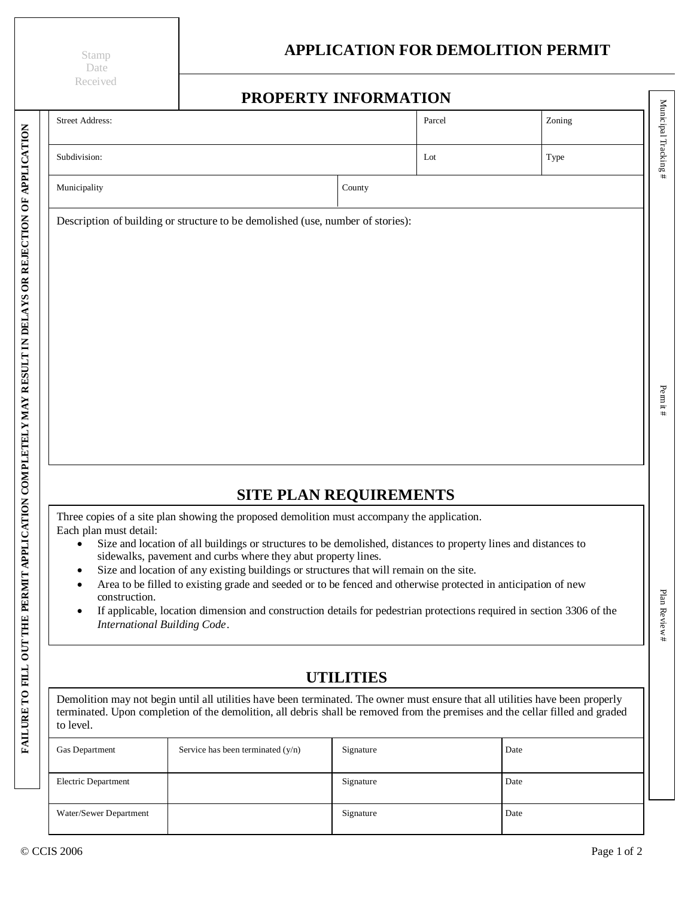Stamp
Date
Received

# APPLICATION FOR DEMOLITION PERMIT

## PROPERTY INFORMATION

| Street Address: | | Parcel | Zoning |
|---|---|---|---|
| Subdivision: | | Lot | Type |
| Municipality | County | | |

Description of building or structure to be demolished (use, number of stories):

## SITE PLAN REQUIREMENTS

Three copies of a site plan showing the proposed demolition must accompany the application.
Each plan must detail:

- Size and location of all buildings or structures to be demolished, distances to property lines and distances to sidewalks, pavement and curbs where they abut property lines.
- Size and location of any existing buildings or structures that will remain on the site.
- Area to be filled to existing grade and seeded or to be fenced and otherwise protected in anticipation of new construction.
- If applicable, location dimension and construction details for pedestrian protections required in section 3306 of the *International Building Code*.

## UTILITIES

Demolition may not begin until all utilities have been terminated. The owner must ensure that all utilities have been properly terminated. Upon completion of the demolition, all debris shall be removed from the premises and the cellar filled and graded to level.

| Gas Department | Service has been terminated (y/n) | Signature | Date |
|---|---|---|---|
| Electric Department | | Signature | Date |
| Water/Sewer Department | | Signature | Date |

**FAILURE TO FILL OUT THE PERMIT APPLICATION COMPLETELY MAY RESULT IN DELAYS OR REJECTION OF APPLICATION**

Municipal Tracking #

Permit #

Plan Review #

© CCIS 2006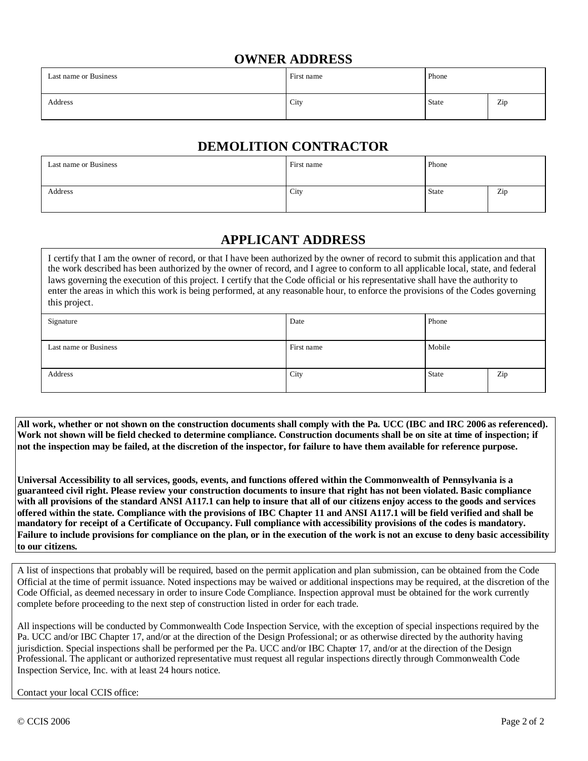## OWNER ADDRESS

| | | | |
|---|---|---|---|
| Last name or Business | First name | Phone | |
| Address | City | State | Zip |

## DEMOLITION CONTRACTOR

| | | | |
|---|---|---|---|
| Last name or Business | First name | Phone | |
| Address | City | State | Zip |

## APPLICANT ADDRESS

I certify that I am the owner of record, or that I have been authorized by the owner of record to submit this application and that the work described has been authorized by the owner of record, and I agree to conform to all applicable local, state, and federal laws governing the execution of this project. I certify that the Code official or his representative shall have the authority to enter the areas in which this work is being performed, at any reasonable hour, to enforce the provisions of the Codes governing this project.

| | | | |
|---|---|---|---|
| Signature | Date | Phone | |
| Last name or Business | First name | Mobile | |
| Address | City | State | Zip |

**All work, whether or not shown on the construction documents shall comply with the Pa. UCC (IBC and IRC 2006 as referenced). Work not shown will be field checked to determine compliance. Construction documents shall be on site at time of inspection; if not the inspection may be failed, at the discretion of the inspector, for failure to have them available for reference purpose.**

**Universal Accessibility to all services, goods, events, and functions offered within the Commonwealth of Pennsylvania is a guaranteed civil right. Please review your construction documents to insure that right has not been violated. Basic compliance with all provisions of the standard ANSI A117.1 can help to insure that all of our citizens enjoy access to the goods and services offered within the state. Compliance with the provisions of IBC Chapter 11 and ANSI A117.1 will be field verified and shall be mandatory for receipt of a Certificate of Occupancy. Full compliance with accessibility provisions of the codes is mandatory. Failure to include provisions for compliance on the plan, or in the execution of the work is not an excuse to deny basic accessibility to our citizens.**

A list of inspections that probably will be required, based on the permit application and plan submission, can be obtained from the Code Official at the time of permit issuance. Noted inspections may be waived or additional inspections may be required, at the discretion of the Code Official, as deemed necessary in order to insure Code Compliance. Inspection approval must be obtained for the work currently complete before proceeding to the next step of construction listed in order for each trade.

All inspections will be conducted by Commonwealth Code Inspection Service, with the exception of special inspections required by the Pa. UCC and/or IBC Chapter 17, and/or at the direction of the Design Professional; or as otherwise directed by the authority having jurisdiction. Special inspections shall be performed per the Pa. UCC and/or IBC Chapter 17, and/or at the direction of the Design Professional. The applicant or authorized representative must request all regular inspections directly through Commonwealth Code Inspection Service, Inc. with at least 24 hours notice.

Contact your local CCIS office:

© CCIS 2006